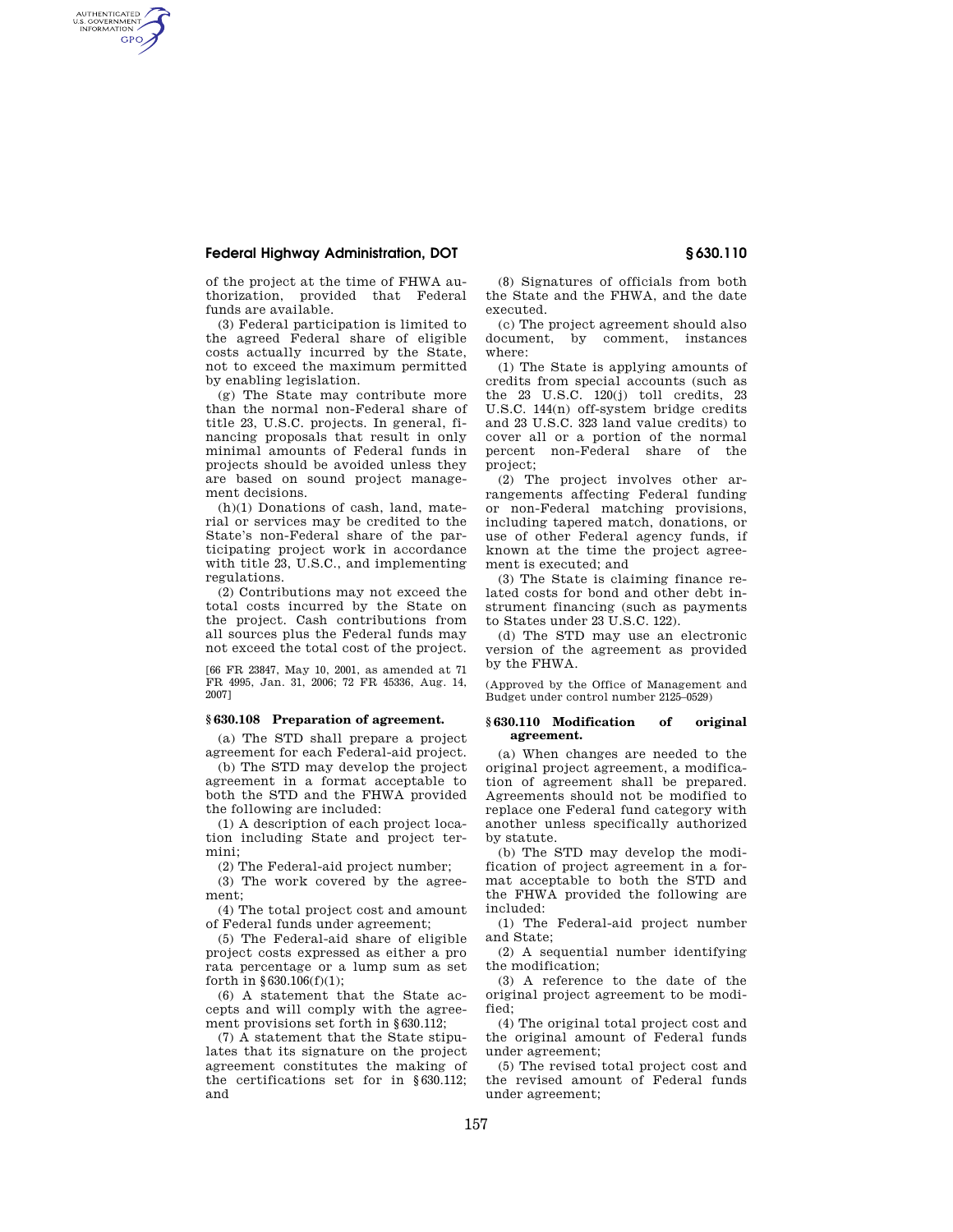of the project at the time of FHWA authorization, provided that Federal funds are available.

(3) Federal participation is limited to the agreed Federal share of eligible costs actually incurred by the State, not to exceed the maximum permitted by enabling legislation.

(g) The State may contribute more than the normal non-Federal share of title 23, U.S.C. projects. In general, financing proposals that result in only minimal amounts of Federal funds in projects should be avoided unless they are based on sound project management decisions.

(h)(1) Donations of cash, land, material or services may be credited to the State's non-Federal share of the participating project work in accordance with title 23, U.S.C., and implementing regulations.

(2) Contributions may not exceed the total costs incurred by the State on the project. Cash contributions from all sources plus the Federal funds may not exceed the total cost of the project.

[66 FR 23847, May 10, 2001, as amended at 71 FR 4995, Jan. 31, 2006; 72 FR 45336, Aug. 14, 2007]

## § 630.108 Preparation of agreement.

(a) The STD shall prepare a project agreement for each Federal-aid project.

(b) The STD may develop the project agreement in a format acceptable to both the STD and the FHWA provided the following are included:

(1) A description of each project location including State and project termini;

(2) The Federal-aid project number;

(3) The work covered by the agreement;

(4) The total project cost and amount of Federal funds under agreement;

(5) The Federal-aid share of eligible project costs expressed as either a pro rata percentage or a lump sum as set forth in §630.106(f)(1);

(6) A statement that the State accepts and will comply with the agreement provisions set forth in §630.112;

(7) A statement that the State stipulates that its signature on the project agreement constitutes the making of the certifications set for in §630.112; and

(8) Signatures of officials from both the State and the FHWA, and the date executed.

(c) The project agreement should also document, by comment, instances where:

(1) The State is applying amounts of credits from special accounts (such as the 23 U.S.C. 120(j) toll credits, 23 U.S.C. 144(n) off-system bridge credits and 23 U.S.C. 323 land value credits) to cover all or a portion of the normal percent non-Federal share of the project;

(2) The project involves other arrangements affecting Federal funding or non-Federal matching provisions, including tapered match, donations, or use of other Federal agency funds, if known at the time the project agreement is executed; and

(3) The State is claiming finance related costs for bond and other debt instrument financing (such as payments to States under 23 U.S.C. 122).

(d) The STD may use an electronic version of the agreement as provided by the FHWA.

(Approved by the Office of Management and Budget under control number 2125–0529)

## § 630.110 Modification of original agreement.

(a) When changes are needed to the original project agreement, a modification of agreement shall be prepared. Agreements should not be modified to replace one Federal fund category with another unless specifically authorized by statute.

(b) The STD may develop the modification of project agreement in a format acceptable to both the STD and the FHWA provided the following are included:

(1) The Federal-aid project number and State;

(2) A sequential number identifying the modification;

(3) A reference to the date of the original project agreement to be modified;

(4) The original total project cost and the original amount of Federal funds under agreement;

(5) The revised total project cost and the revised amount of Federal funds under agreement;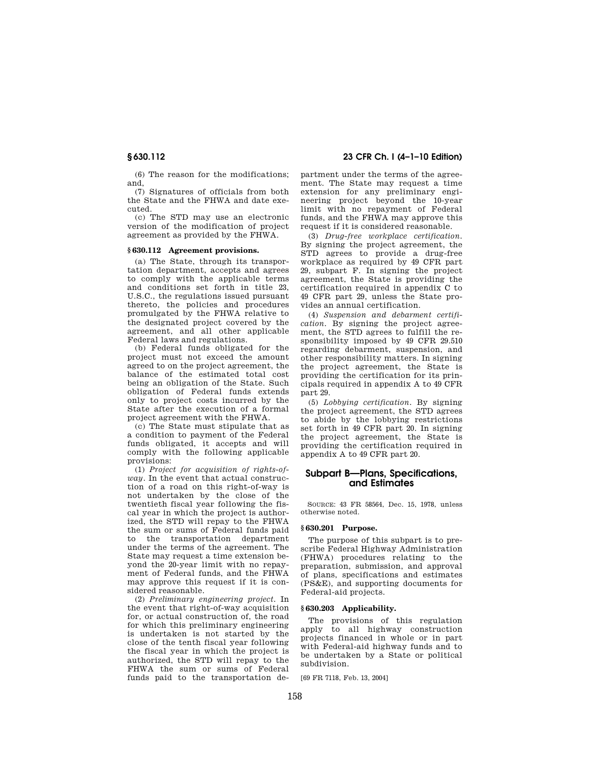(6) The reason for the modifications; and,

(7) Signatures of officials from both the State and the FHWA and date executed.

(c) The STD may use an electronic version of the modification of project agreement as provided by the FHWA.

### § 630.112 Agreement provisions.

(a) The State, through its transportation department, accepts and agrees to comply with the applicable terms and conditions set forth in title 23, U.S.C., the regulations issued pursuant thereto, the policies and procedures promulgated by the FHWA relative to the designated project covered by the agreement, and all other applicable Federal laws and regulations.

(b) Federal funds obligated for the project must not exceed the amount agreed to on the project agreement, the balance of the estimated total cost being an obligation of the State. Such obligation of Federal funds extends only to project costs incurred by the State after the execution of a formal project agreement with the FHWA.

(c) The State must stipulate that as a condition to payment of the Federal funds obligated, it accepts and will comply with the following applicable provisions:

(1) *Project for acquisition of rights-of-way.* In the event that actual construction of a road on this right-of-way is not undertaken by the close of the twentieth fiscal year following the fiscal year in which the project is authorized, the STD will repay to the FHWA the sum or sums of Federal funds paid to the transportation department under the terms of the agreement. The State may request a time extension beyond the 20-year limit with no repayment of Federal funds, and the FHWA may approve this request if it is considered reasonable.

(2) *Preliminary engineering project.* In the event that right-of-way acquisition for, or actual construction of, the road for which this preliminary engineering is undertaken is not started by the close of the tenth fiscal year following the fiscal year in which the project is authorized, the STD will repay to the FHWA the sum or sums of Federal funds paid to the transportation department under the terms of the agreement. The State may request a time extension for any preliminary engineering project beyond the 10-year limit with no repayment of Federal funds, and the FHWA may approve this request if it is considered reasonable.

(3) *Drug-free workplace certification.* By signing the project agreement, the STD agrees to provide a drug-free workplace as required by 49 CFR part 29, subpart F. In signing the project agreement, the State is providing the certification required in appendix C to 49 CFR part 29, unless the State provides an annual certification.

(4) *Suspension and debarment certification.* By signing the project agreement, the STD agrees to fulfill the responsibility imposed by 49 CFR 29.510 regarding debarment, suspension, and other responsibility matters. In signing the project agreement, the State is providing the certification for its principals required in appendix A to 49 CFR part 29.

(5) *Lobbying certification.* By signing the project agreement, the STD agrees to abide by the lobbying restrictions set forth in 49 CFR part 20. In signing the project agreement, the State is providing the certification required in appendix A to 49 CFR part 20.

## Subpart B—Plans, Specifications, and Estimates

SOURCE: 43 FR 58564, Dec. 15, 1978, unless otherwise noted.

### § 630.201 Purpose.

The purpose of this subpart is to prescribe Federal Highway Administration (FHWA) procedures relating to the preparation, submission, and approval of plans, specifications and estimates (PS&E), and supporting documents for Federal-aid projects.

### § 630.203 Applicability.

The provisions of this regulation apply to all highway construction projects financed in whole or in part with Federal-aid highway funds and to be undertaken by a State or political subdivision.

[69 FR 7118, Feb. 13, 2004]